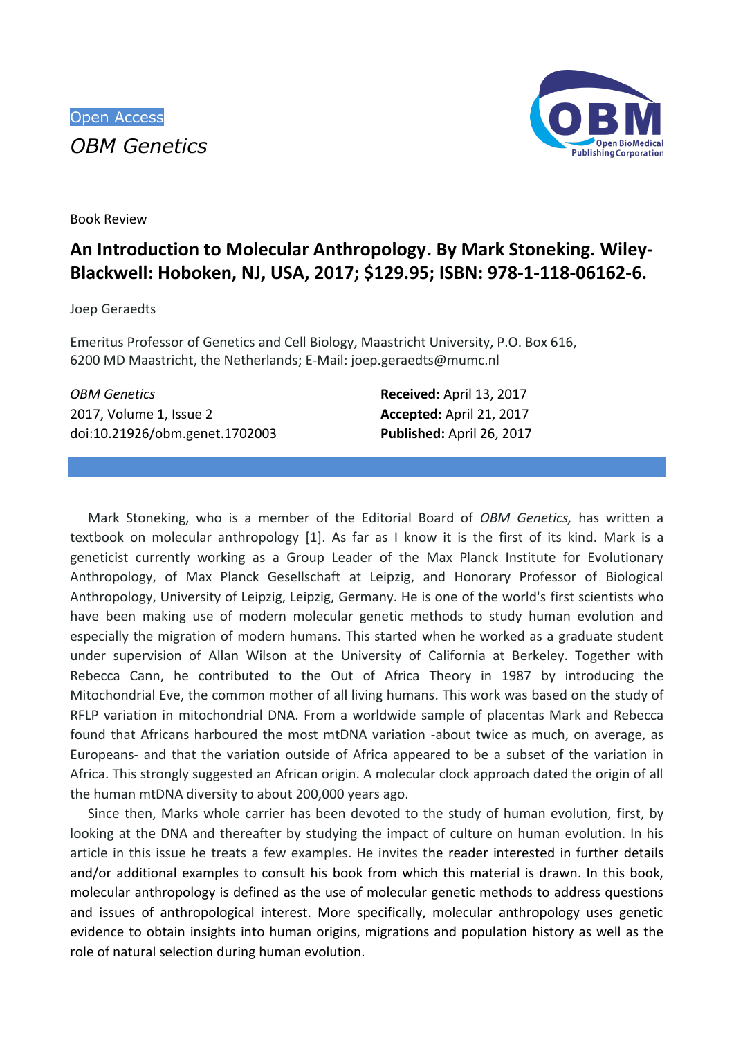Open Access

*OBM Genetics*

Book Review

# An Introduction to Molecular Anthropology. By Mark Stoneking. Wiley-Blackwell: Hoboken, NJ, USA, 2017; $129.95; ISBN: 978-1-118-06162-6.

Joep Geraedts

Emeritus Professor of Genetics and Cell Biology, Maastricht University, P.O. Box 616, 6200 MD Maastricht, the Netherlands; E-Mail: joep.geraedts@mumc.nl

*OBM Genetics*
2017, Volume 1, Issue 2
doi:10.21926/obm.genet.1702003

**Received:** April 13, 2017
**Accepted:** April 21, 2017
**Published:** April 26, 2017

Mark Stoneking, who is a member of the Editorial Board of *OBM Genetics,* has written a textbook on molecular anthropology [1]. As far as I know it is the first of its kind. Mark is a geneticist currently working as a Group Leader of the Max Planck Institute for Evolutionary Anthropology, of Max Planck Gesellschaft at Leipzig, and Honorary Professor of Biological Anthropology, University of Leipzig, Leipzig, Germany. He is one of the world's first scientists who have been making use of modern molecular genetic methods to study human evolution and especially the migration of modern humans. This started when he worked as a graduate student under supervision of Allan Wilson at the University of California at Berkeley. Together with Rebecca Cann, he contributed to the Out of Africa Theory in 1987 by introducing the Mitochondrial Eve, the common mother of all living humans. This work was based on the study of RFLP variation in mitochondrial DNA. From a worldwide sample of placentas Mark and Rebecca found that Africans harboured the most mtDNA variation -about twice as much, on average, as Europeans- and that the variation outside of Africa appeared to be a subset of the variation in Africa. This strongly suggested an African origin. A molecular clock approach dated the origin of all the human mtDNA diversity to about 200,000 years ago.

Since then, Marks whole carrier has been devoted to the study of human evolution, first, by looking at the DNA and thereafter by studying the impact of culture on human evolution. In his article in this issue he treats a few examples. He invites the reader interested in further details and/or additional examples to consult his book from which this material is drawn. In this book, molecular anthropology is defined as the use of molecular genetic methods to address questions and issues of anthropological interest. More specifically, molecular anthropology uses genetic evidence to obtain insights into human origins, migrations and population history as well as the role of natural selection during human evolution.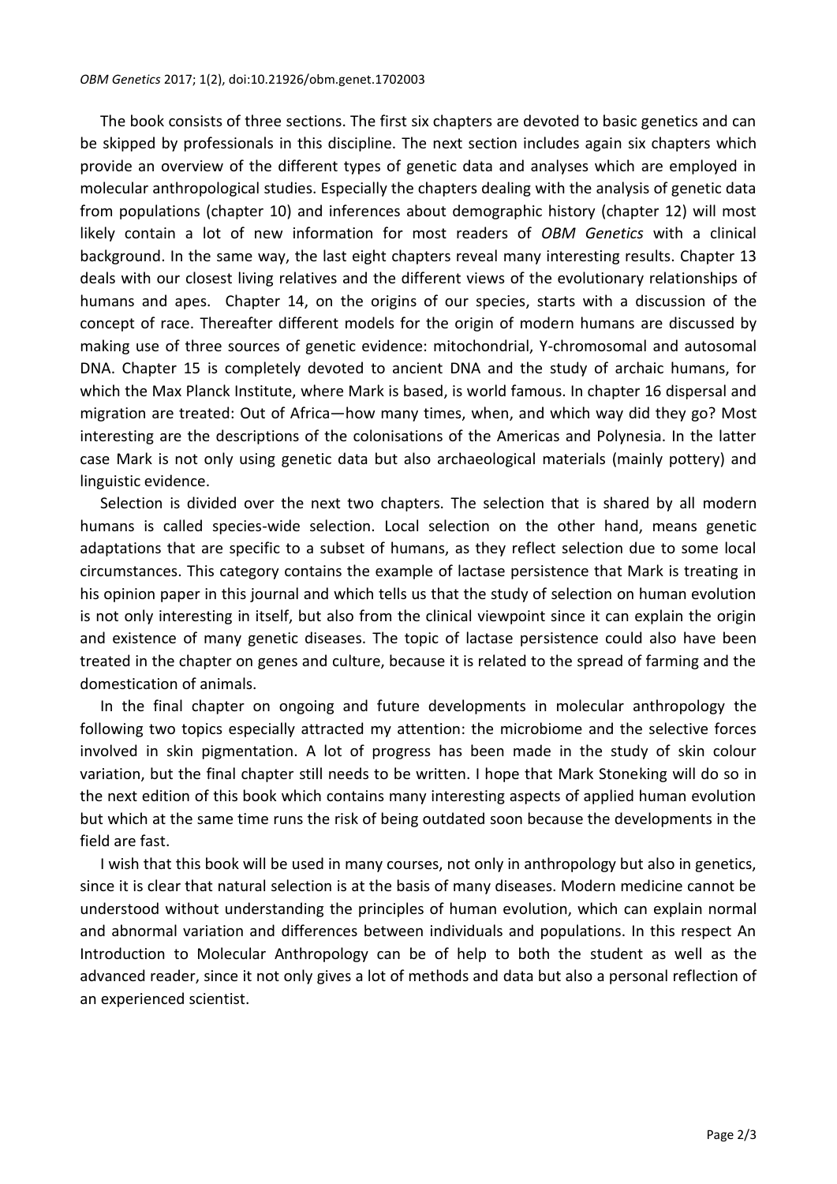The book consists of three sections. The first six chapters are devoted to basic genetics and can be skipped by professionals in this discipline. The next section includes again six chapters which provide an overview of the different types of genetic data and analyses which are employed in molecular anthropological studies. Especially the chapters dealing with the analysis of genetic data from populations (chapter 10) and inferences about demographic history (chapter 12) will most likely contain a lot of new information for most readers of *OBM Genetics* with a clinical background. In the same way, the last eight chapters reveal many interesting results. Chapter 13 deals with our closest living relatives and the different views of the evolutionary relationships of humans and apes. Chapter 14, on the origins of our species, starts with a discussion of the concept of race. Thereafter different models for the origin of modern humans are discussed by making use of three sources of genetic evidence: mitochondrial, Y-chromosomal and autosomal DNA. Chapter 15 is completely devoted to ancient DNA and the study of archaic humans, for which the Max Planck Institute, where Mark is based, is world famous. In chapter 16 dispersal and migration are treated: Out of Africa—how many times, when, and which way did they go? Most interesting are the descriptions of the colonisations of the Americas and Polynesia. In the latter case Mark is not only using genetic data but also archaeological materials (mainly pottery) and linguistic evidence.

Selection is divided over the next two chapters. The selection that is shared by all modern humans is called species-wide selection. Local selection on the other hand, means genetic adaptations that are specific to a subset of humans, as they reflect selection due to some local circumstances. This category contains the example of lactase persistence that Mark is treating in his opinion paper in this journal and which tells us that the study of selection on human evolution is not only interesting in itself, but also from the clinical viewpoint since it can explain the origin and existence of many genetic diseases. The topic of lactase persistence could also have been treated in the chapter on genes and culture, because it is related to the spread of farming and the domestication of animals.

In the final chapter on ongoing and future developments in molecular anthropology the following two topics especially attracted my attention: the microbiome and the selective forces involved in skin pigmentation. A lot of progress has been made in the study of skin colour variation, but the final chapter still needs to be written. I hope that Mark Stoneking will do so in the next edition of this book which contains many interesting aspects of applied human evolution but which at the same time runs the risk of being outdated soon because the developments in the field are fast.

I wish that this book will be used in many courses, not only in anthropology but also in genetics, since it is clear that natural selection is at the basis of many diseases. Modern medicine cannot be understood without understanding the principles of human evolution, which can explain normal and abnormal variation and differences between individuals and populations. In this respect An Introduction to Molecular Anthropology can be of help to both the student as well as the advanced reader, since it not only gives a lot of methods and data but also a personal reflection of an experienced scientist.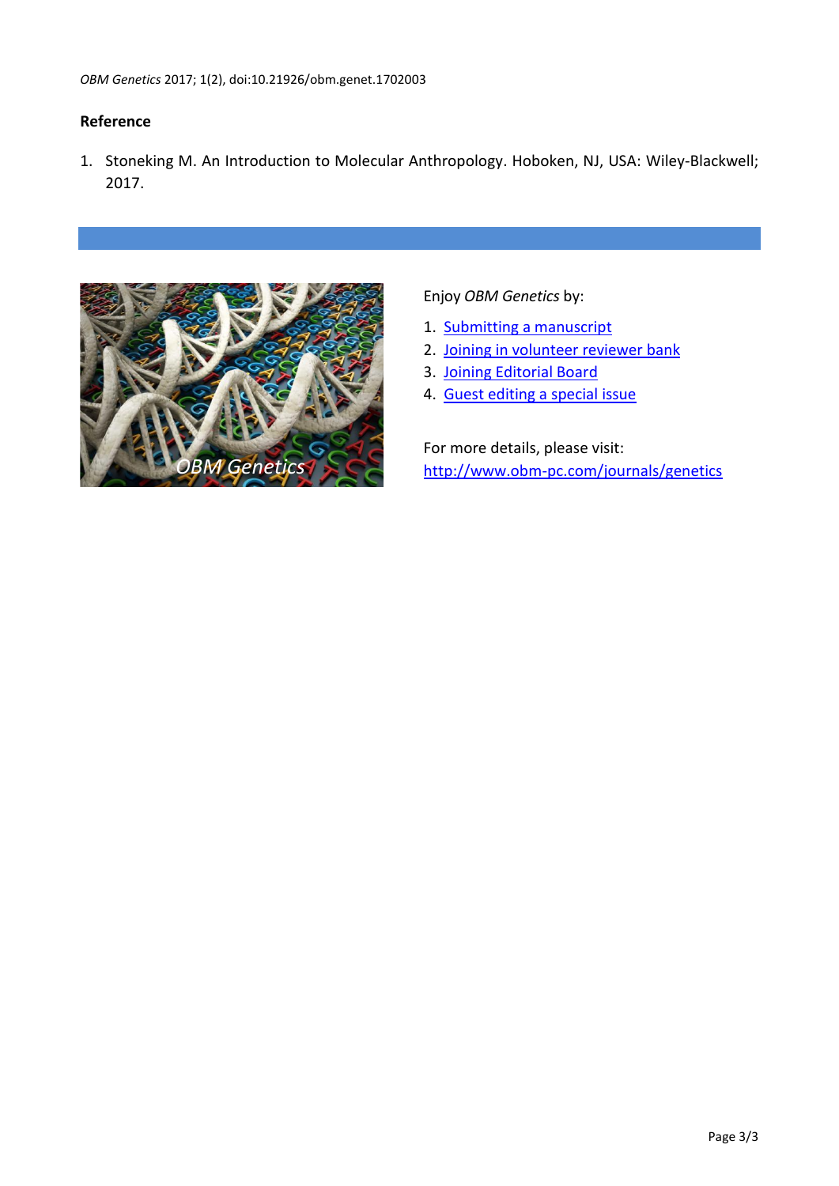### Reference

1. Stoneking M. An Introduction to Molecular Anthropology. Hoboken, NJ, USA: Wiley-Blackwell; 2017.

Enjoy *OBM Genetics* by:

1. Submitting a manuscript
2. Joining in volunteer reviewer bank
3. Joining Editorial Board
4. Guest editing a special issue

For more details, please visit:
http://www.obm-pc.com/journals/genetics